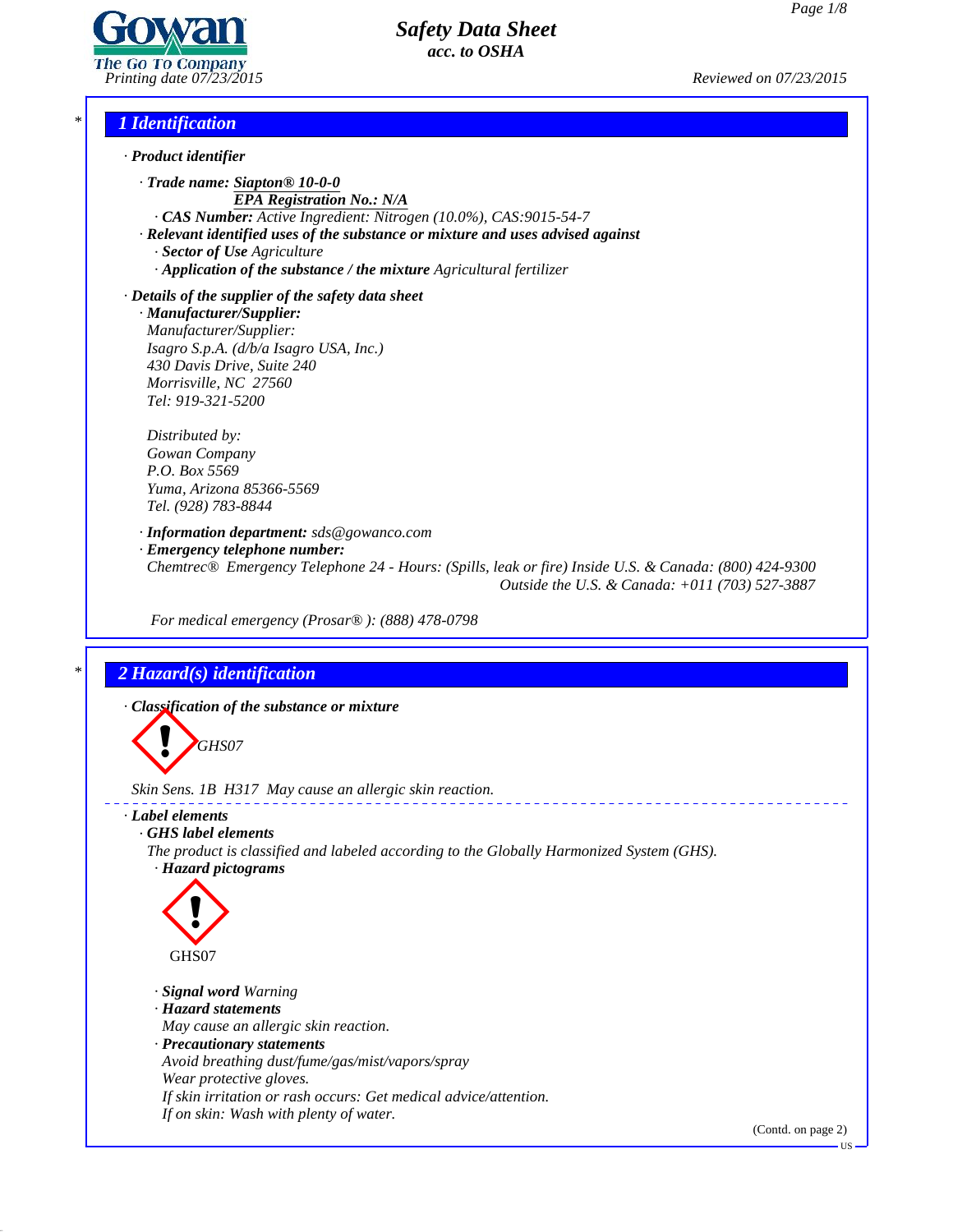# Safety Data Sheet

*acc. to OSHA*

Printing date 07/23/2015 Reviewed on 07/23/2015

## 1 Identification

· **Product identifier**

· **Trade name: Siapton® 10-0-0**
**EPA Registration No.: N/A**
· **CAS Number:** Active Ingredient: Nitrogen (10.0%), CAS:9015-54-7
· **Relevant identified uses of the substance or mixture and uses advised against**
· **Sector of Use** Agriculture
· **Application of the substance / the mixture** Agricultural fertilizer

· **Details of the supplier of the safety data sheet**
· **Manufacturer/Supplier:**
Manufacturer/Supplier:
Isagro S.p.A. (d/b/a Isagro USA, Inc.)
430 Davis Drive, Suite 240
Morrisville, NC 27560
Tel: 919-321-5200

Distributed by:
Gowan Company
P.O. Box 5569
Yuma, Arizona 85366-5569
Tel. (928) 783-8844

· **Information department:** sds@gowanco.com
· **Emergency telephone number:**
Chemtrec® Emergency Telephone 24 - Hours: (Spills, leak or fire) Inside U.S. & Canada: (800) 424-9300
Outside the U.S. & Canada: +011 (703) 527-3887

For medical emergency (Prosar®): (888) 478-0798

## 2 Hazard(s) identification

· **Classification of the substance or mixture**

GHS07

Skin Sens. 1B H317 May cause an allergic skin reaction.

· **Label elements**
· **GHS label elements**
The product is classified and labeled according to the Globally Harmonized System (GHS).
· **Hazard pictograms**

GHS07

· **Signal word** Warning
· **Hazard statements**
May cause an allergic skin reaction.
· **Precautionary statements**
Avoid breathing dust/fume/gas/mist/vapors/spray
Wear protective gloves.
If skin irritation or rash occurs: Get medical advice/attention.
If on skin: Wash with plenty of water.

(Contd. on page 2)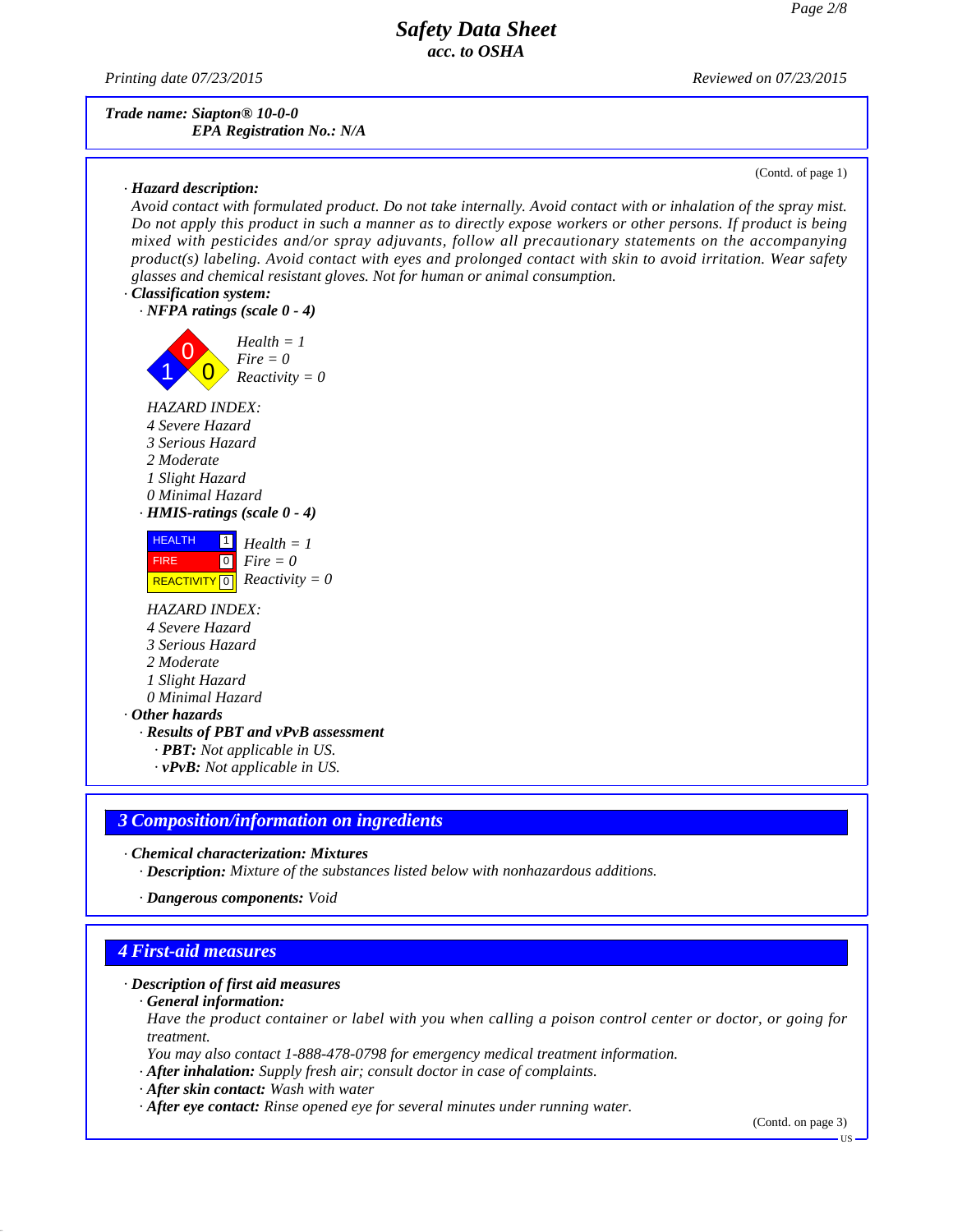**Safety Data Sheet**
*acc. to OSHA*

Printing date 07/23/2015 Reviewed on 07/23/2015

**Trade name: Siapton® 10-0-0**
**EPA Registration No.: N/A**

(Contd. of page 1)

· **Hazard description:**
Avoid contact with formulated product. Do not take internally. Avoid contact with or inhalation of the spray mist. Do not apply this product in such a manner as to directly expose workers or other persons. If product is being mixed with pesticides and/or spray adjuvants, follow all precautionary statements on the accompanying product(s) labeling. Avoid contact with eyes and prolonged contact with skin to avoid irritation. Wear safety glasses and chemical resistant gloves. Not for human or animal consumption.

· **Classification system:**

· **NFPA ratings (scale 0 - 4)**

Health = 1
Fire = 0
Reactivity = 0

HAZARD INDEX:
4 Severe Hazard
3 Serious Hazard
2 Moderate
1 Slight Hazard
0 Minimal Hazard

· **HMIS-ratings (scale 0 - 4)**

| | |
|---|---|
| HEALTH | 1 |
| FIRE | 0 |
| REACTIVITY | 0 |

Health = 1
Fire = 0
Reactivity = 0

HAZARD INDEX:
4 Severe Hazard
3 Serious Hazard
2 Moderate
1 Slight Hazard
0 Minimal Hazard

· **Other hazards**

· **Results of PBT and vPvB assessment**
· **PBT:** Not applicable in US.
· **vPvB:** Not applicable in US.

## 3 Composition/information on ingredients

· **Chemical characterization: Mixtures**
· **Description:** Mixture of the substances listed below with nonhazardous additions.

· **Dangerous components:** Void

## 4 First-aid measures

· **Description of first aid measures**
· **General information:**
Have the product container or label with you when calling a poison control center or doctor, or going for treatment.
You may also contact 1-888-478-0798 for emergency medical treatment information.
· **After inhalation:** Supply fresh air; consult doctor in case of complaints.
· **After skin contact:** Wash with water
· **After eye contact:** Rinse opened eye for several minutes under running water.

(Contd. on page 3)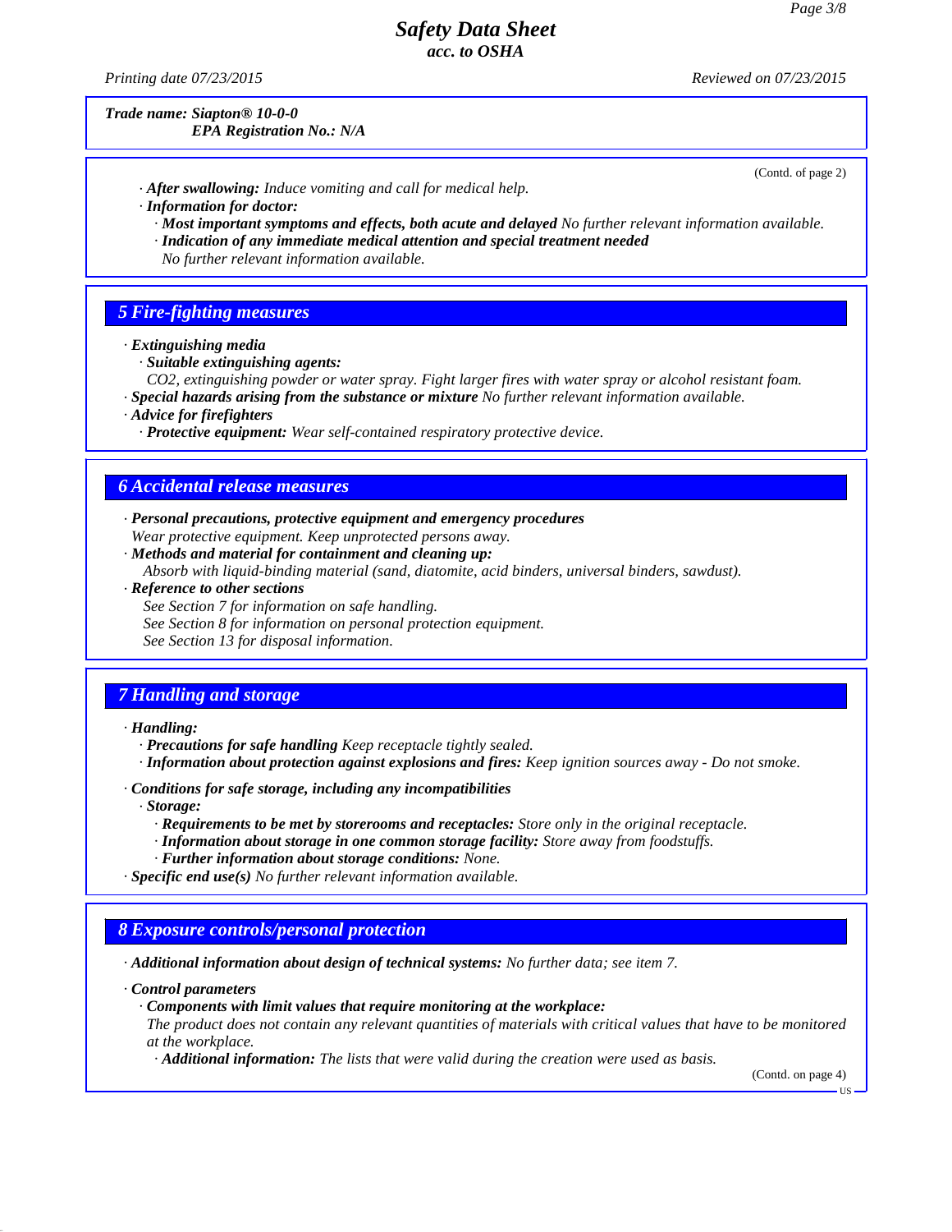**Trade name: Siapton® 10-0-0**
**EPA Registration No.: N/A**

(Contd. of page 2)

· **After swallowing:** Induce vomiting and call for medical help.
· **Information for doctor:**
· **Most important symptoms and effects, both acute and delayed** No further relevant information available.
· **Indication of any immediate medical attention and special treatment needed**
No further relevant information available.

## 5 Fire-fighting measures

· **Extinguishing media**
· **Suitable extinguishing agents:**
$CO_2$, extinguishing powder or water spray. Fight larger fires with water spray or alcohol resistant foam.
· **Special hazards arising from the substance or mixture** No further relevant information available.
· **Advice for firefighters**
· **Protective equipment:** Wear self-contained respiratory protective device.

## 6 Accidental release measures

· **Personal precautions, protective equipment and emergency procedures**
Wear protective equipment. Keep unprotected persons away.
· **Methods and material for containment and cleaning up:**
Absorb with liquid-binding material (sand, diatomite, acid binders, universal binders, sawdust).
· **Reference to other sections**
See Section 7 for information on safe handling.
See Section 8 for information on personal protection equipment.
See Section 13 for disposal information.

## 7 Handling and storage

· **Handling:**
· **Precautions for safe handling** Keep receptacle tightly sealed.
· **Information about protection against explosions and fires:** Keep ignition sources away - Do not smoke.

· **Conditions for safe storage, including any incompatibilities**
· **Storage:**
· **Requirements to be met by storerooms and receptacles:** Store only in the original receptacle.
· **Information about storage in one common storage facility:** Store away from foodstuffs.
· **Further information about storage conditions:** None.
· **Specific end use(s)** No further relevant information available.

## 8 Exposure controls/personal protection

· **Additional information about design of technical systems:** No further data; see item 7.

· **Control parameters**
· **Components with limit values that require monitoring at the workplace:**
The product does not contain any relevant quantities of materials with critical values that have to be monitored at the workplace.
· **Additional information:** The lists that were valid during the creation were used as basis.

(Contd. on page 4)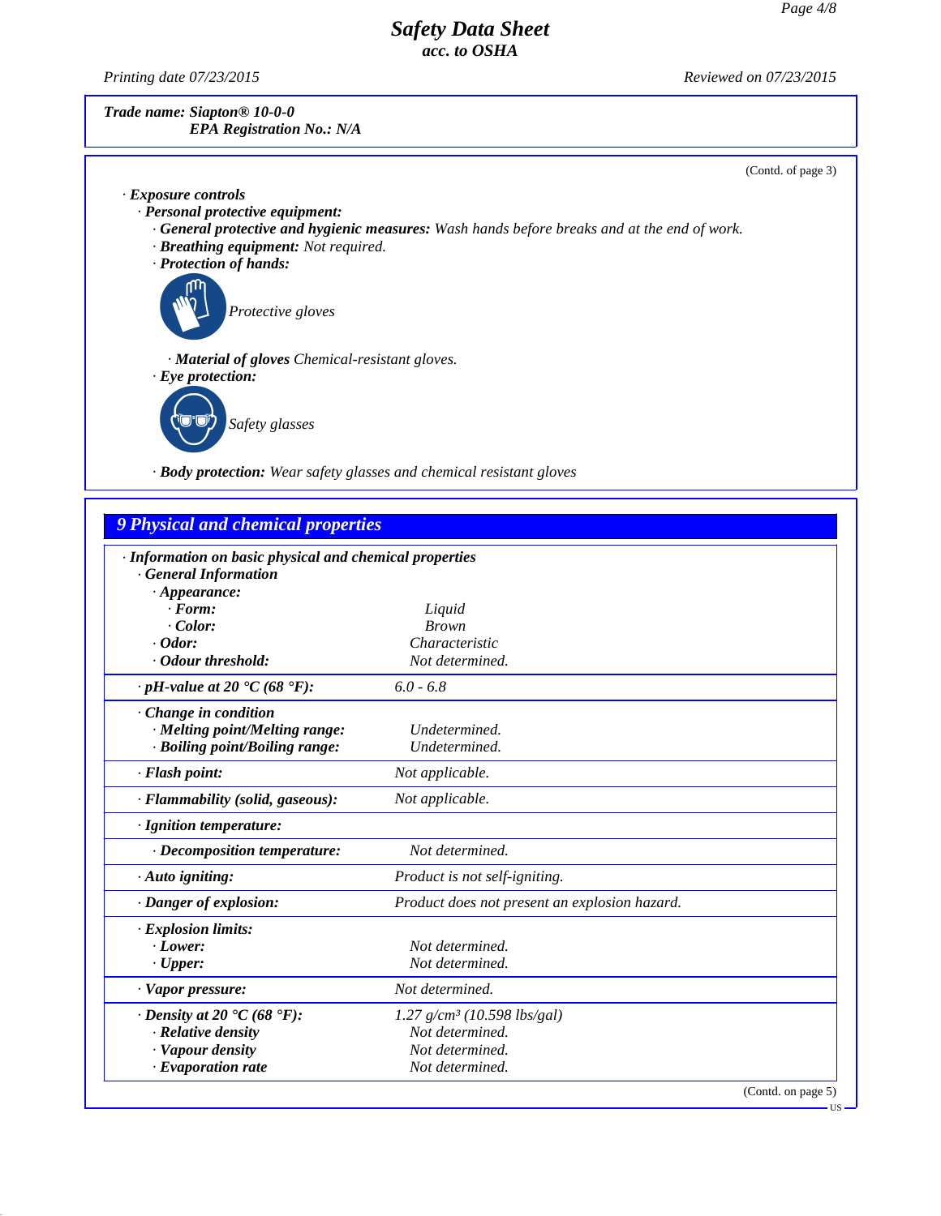**Trade name: Siapton® 10-0-0**
**EPA Registration No.: N/A**

(Contd. of page 3)

· **Exposure controls**
· **Personal protective equipment:**
· **General protective and hygienic measures:** Wash hands before breaks and at the end of work.
· **Breathing equipment:** Not required.
· **Protection of hands:**

Protective gloves

· **Material of gloves** Chemical-resistant gloves.
· **Eye protection:**

Safety glasses

· **Body protection:** Wear safety glasses and chemical resistant gloves

## 9 Physical and chemical properties

· **Information on basic physical and chemical properties**
· **General Information**

| Property | Value |
|---|---|
| · **Appearance:** | |
| · **Form:** | Liquid |
| · **Color:** | Brown |
| · **Odor:** | Characteristic |
| · **Odour threshold:** | Not determined. |
| · **pH-value at 20 °C (68 °F):** | 6.0 - 6.8 |
| · **Change in condition** | |
| · **Melting point/Melting range:** | Undetermined. |
| · **Boiling point/Boiling range:** | Undetermined. |
| · **Flash point:** | Not applicable. |
| · **Flammability (solid, gaseous):** | Not applicable. |
| · **Ignition temperature:** | |
| · **Decomposition temperature:** | Not determined. |
| · **Auto igniting:** | Product is not self-igniting. |
| · **Danger of explosion:** | Product does not present an explosion hazard. |
| · **Explosion limits:** | |
| · **Lower:** | Not determined. |
| · **Upper:** | Not determined. |
| · **Vapor pressure:** | Not determined. |
| · **Density at 20 °C (68 °F):** | 1.27 g/cm³ (10.598 lbs/gal) |
| · **Relative density** | Not determined. |
| · **Vapour density** | Not determined. |
| · **Evaporation rate** | Not determined. |

(Contd. on page 5)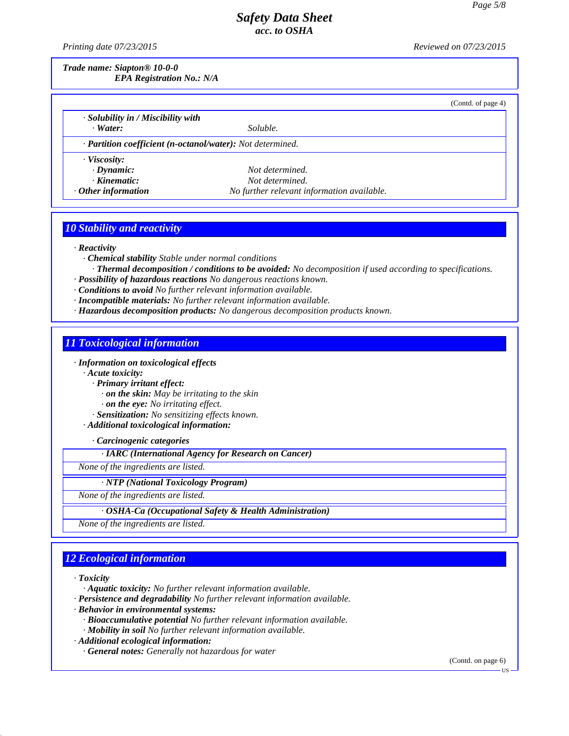Trade name: Siapton® 10-0-0
EPA Registration No.: N/A

(Contd. of page 4)

· **Solubility in / Miscibility with**
  · **Water:** Soluble.

· **Partition coefficient (n-octanol/water):** Not determined.

· **Viscosity:**
  · **Dynamic:** Not determined.
  · **Kinematic:** Not determined.
· **Other information** No further relevant information available.

## 10 Stability and reactivity

· **Reactivity**
  · **Chemical stability** Stable under normal conditions
    · **Thermal decomposition / conditions to be avoided:** No decomposition if used according to specifications.
· **Possibility of hazardous reactions** No dangerous reactions known.
· **Conditions to avoid** No further relevant information available.
· **Incompatible materials:** No further relevant information available.
· **Hazardous decomposition products:** No dangerous decomposition products known.

## 11 Toxicological information

· **Information on toxicological effects**
  · **Acute toxicity:**
    · **Primary irritant effect:**
      · **on the skin:** May be irritating to the skin
      · **on the eye:** No irritating effect.
    · **Sensitization:** No sensitizing effects known.
  · **Additional toxicological information:**

    · **Carcinogenic categories**

· **IARC (International Agency for Research on Cancer)**

None of the ingredients are listed.

· **NTP (National Toxicology Program)**

None of the ingredients are listed.

· **OSHA-Ca (Occupational Safety & Health Administration)**

None of the ingredients are listed.

## 12 Ecological information

· **Toxicity**
  · **Aquatic toxicity:** No further relevant information available.
· **Persistence and degradability** No further relevant information available.
· **Behavior in environmental systems:**
  · **Bioaccumulative potential** No further relevant information available.
  · **Mobility in soil** No further relevant information available.
· **Additional ecological information:**
  · **General notes:** Generally not hazardous for water

(Contd. on page 6)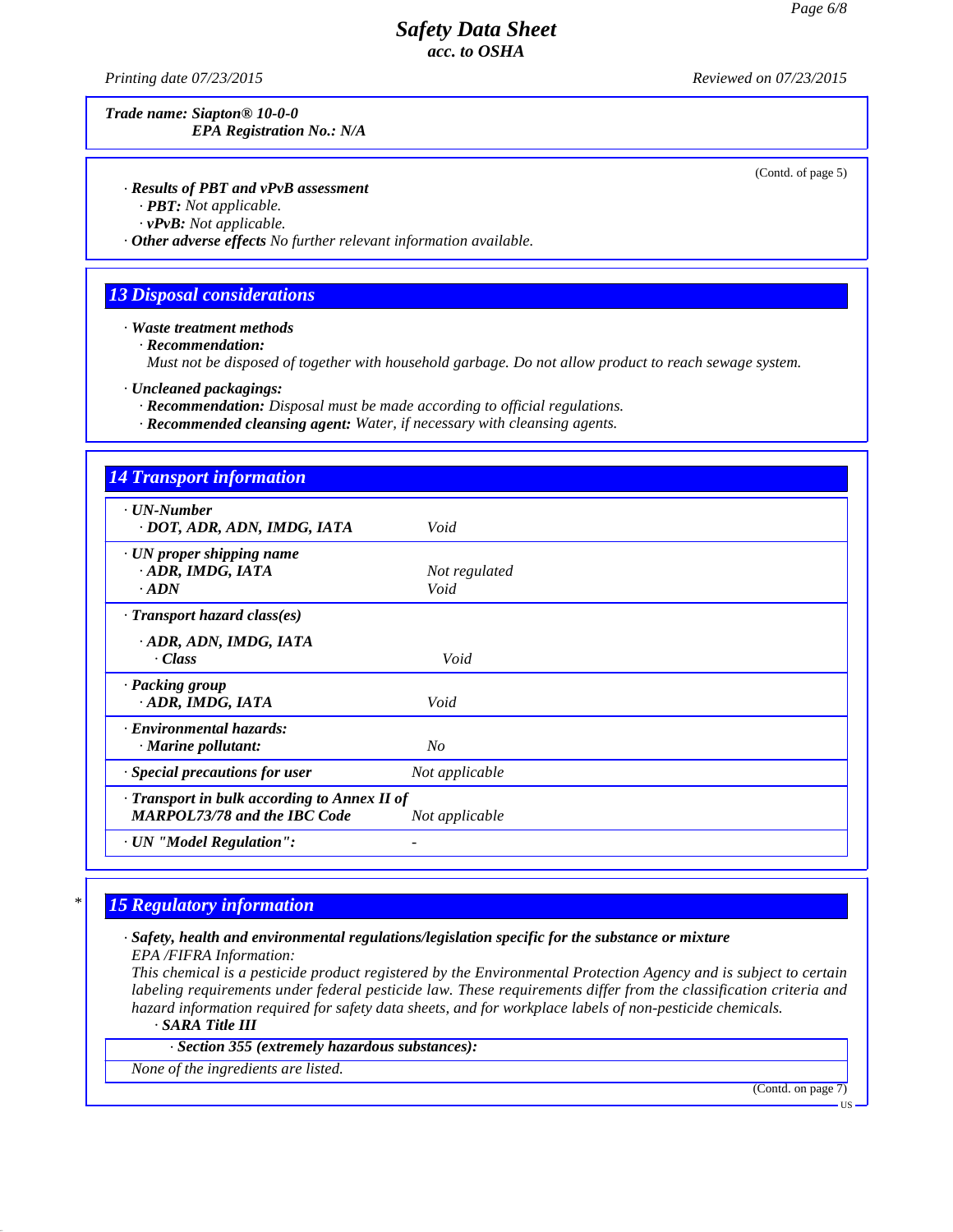Trade name: Siapton® 10-0-0
EPA Registration No.: N/A

(Contd. of page 5)

· **Results of PBT and vPvB assessment**
· **PBT:** Not applicable.
· **vPvB:** Not applicable.
· **Other adverse effects** No further relevant information available.

## 13 Disposal considerations

· **Waste treatment methods**
· **Recommendation:**
Must not be disposed of together with household garbage. Do not allow product to reach sewage system.

· **Uncleaned packagings:**
· **Recommendation:** Disposal must be made according to official regulations.
· **Recommended cleansing agent:** Water, if necessary with cleansing agents.

## 14 Transport information

| | |
|---|---|
| · **UN-Number** | |
| · **DOT, ADR, ADN, IMDG, IATA** | Void |
| · **UN proper shipping name** | |
| · **ADR, IMDG, IATA** | Not regulated |
| · **ADN** | Void |
| · **Transport hazard class(es)** | |
| · **ADR, ADN, IMDG, IATA** | |
| · **Class** | Void |
| · **Packing group** | |
| · **ADR, IMDG, IATA** | Void |
| · **Environmental hazards:** | |
| · **Marine pollutant:** | No |
| · **Special precautions for user** | Not applicable |
| · **Transport in bulk according to Annex II of MARPOL73/78 and the IBC Code** | Not applicable |
| · **UN "Model Regulation":** | - |

## 15 Regulatory information

· **Safety, health and environmental regulations/legislation specific for the substance or mixture**
EPA /FIFRA Information:
This chemical is a pesticide product registered by the Environmental Protection Agency and is subject to certain labeling requirements under federal pesticide law. These requirements differ from the classification criteria and hazard information required for safety data sheets, and for workplace labels of non-pesticide chemicals.
· **SARA Title III**

· **Section 355 (extremely hazardous substances):**

None of the ingredients are listed.

(Contd. on page 7)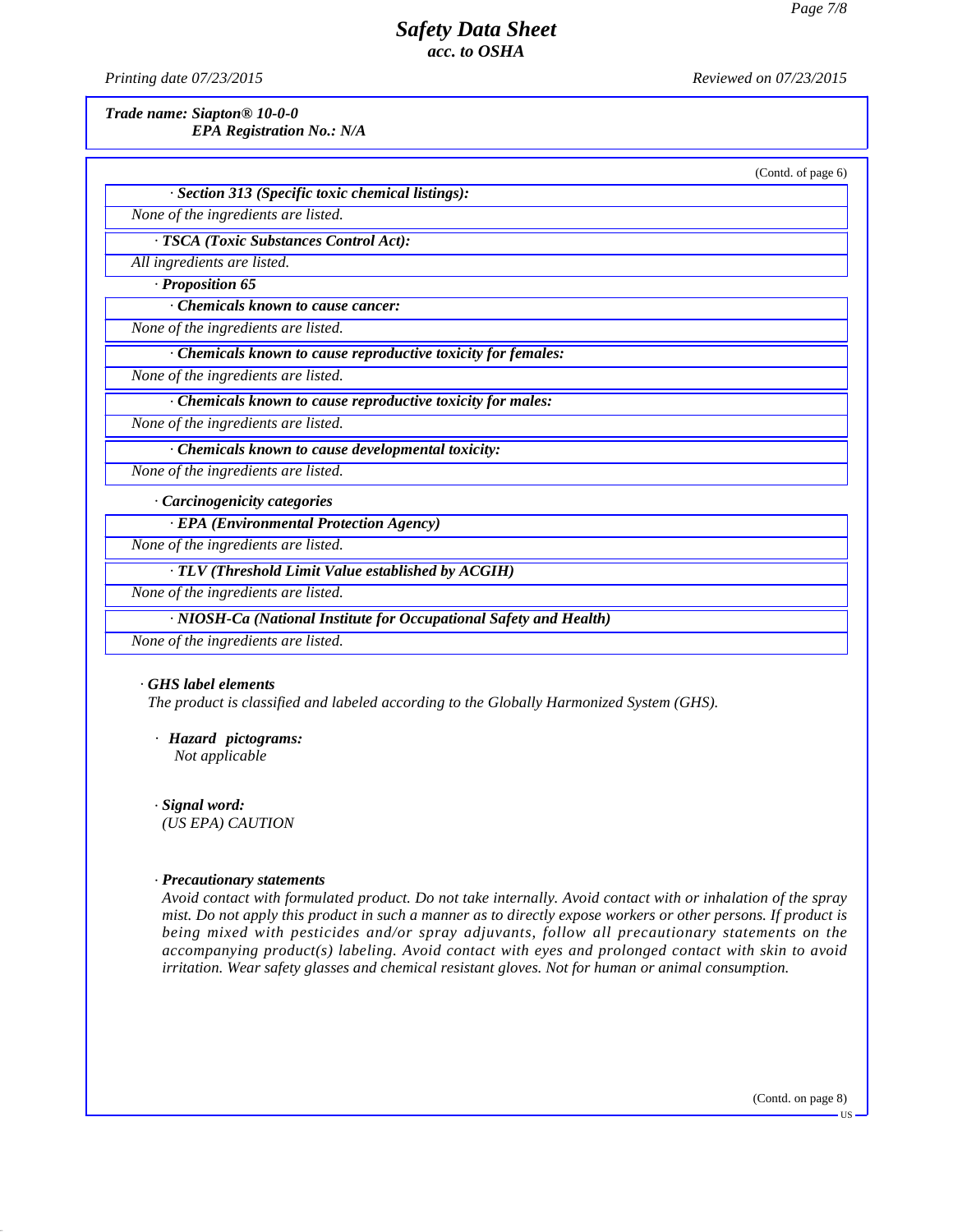*Trade name: Siapton® 10-0-0*
*EPA Registration No.: N/A*

(Contd. of page 6)

· ***Section 313 (Specific toxic chemical listings):***

*None of the ingredients are listed.*

· ***TSCA (Toxic Substances Control Act):***

*All ingredients are listed.*

· ***Proposition 65***

· ***Chemicals known to cause cancer:***

*None of the ingredients are listed.*

· ***Chemicals known to cause reproductive toxicity for females:***

*None of the ingredients are listed.*

· ***Chemicals known to cause reproductive toxicity for males:***

*None of the ingredients are listed.*

· ***Chemicals known to cause developmental toxicity:***

*None of the ingredients are listed.*

· ***Carcinogenicity categories***

· ***EPA (Environmental Protection Agency)***

*None of the ingredients are listed.*

· ***TLV (Threshold Limit Value established by ACGIH)***

*None of the ingredients are listed.*

· ***NIOSH-Ca (National Institute for Occupational Safety and Health)***

*None of the ingredients are listed.*

· ***GHS label elements***

*The product is classified and labeled according to the Globally Harmonized System (GHS).*

· ***Hazard pictograms:***
*Not applicable*

· ***Signal word:***
*(US EPA) CAUTION*

· ***Precautionary statements***
*Avoid contact with formulated product. Do not take internally. Avoid contact with or inhalation of the spray mist. Do not apply this product in such a manner as to directly expose workers or other persons. If product is being mixed with pesticides and/or spray adjuvants, follow all precautionary statements on the accompanying product(s) labeling. Avoid contact with eyes and prolonged contact with skin to avoid irritation. Wear safety glasses and chemical resistant gloves. Not for human or animal consumption.*

(Contd. on page 8)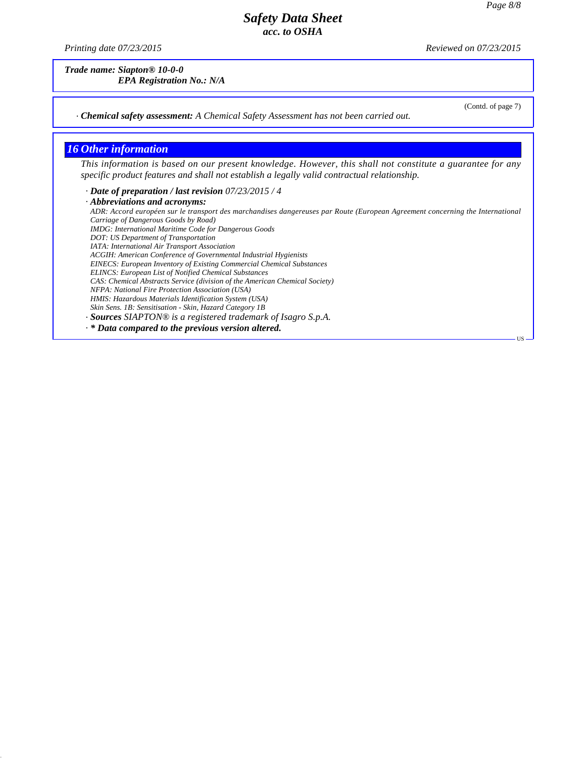*Trade name: Siapton® 10-0-0*
*EPA Registration No.: N/A*

(Contd. of page 7)

· ***Chemical safety assessment:*** *A Chemical Safety Assessment has not been carried out.*

## *16 Other information*

*This information is based on our present knowledge. However, this shall not constitute a guarantee for any specific product features and shall not establish a legally valid contractual relationship.*

· ***Date of preparation / last revision*** *07/23/2015 / 4*
· ***Abbreviations and acronyms:***
*ADR: Accord européen sur le transport des marchandises dangereuses par Route (European Agreement concerning the International Carriage of Dangerous Goods by Road)*
*IMDG: International Maritime Code for Dangerous Goods*
*DOT: US Department of Transportation*
*IATA: International Air Transport Association*
*ACGIH: American Conference of Governmental Industrial Hygienists*
*EINECS: European Inventory of Existing Commercial Chemical Substances*
*ELINCS: European List of Notified Chemical Substances*
*CAS: Chemical Abstracts Service (division of the American Chemical Society)*
*NFPA: National Fire Protection Association (USA)*
*HMIS: Hazardous Materials Identification System (USA)*
*Skin Sens. 1B: Sensitisation - Skin, Hazard Category 1B*
· ***Sources*** *SIAPTON® is a registered trademark of Isagro S.p.A.*
· ***\* Data compared to the previous version altered.***

US